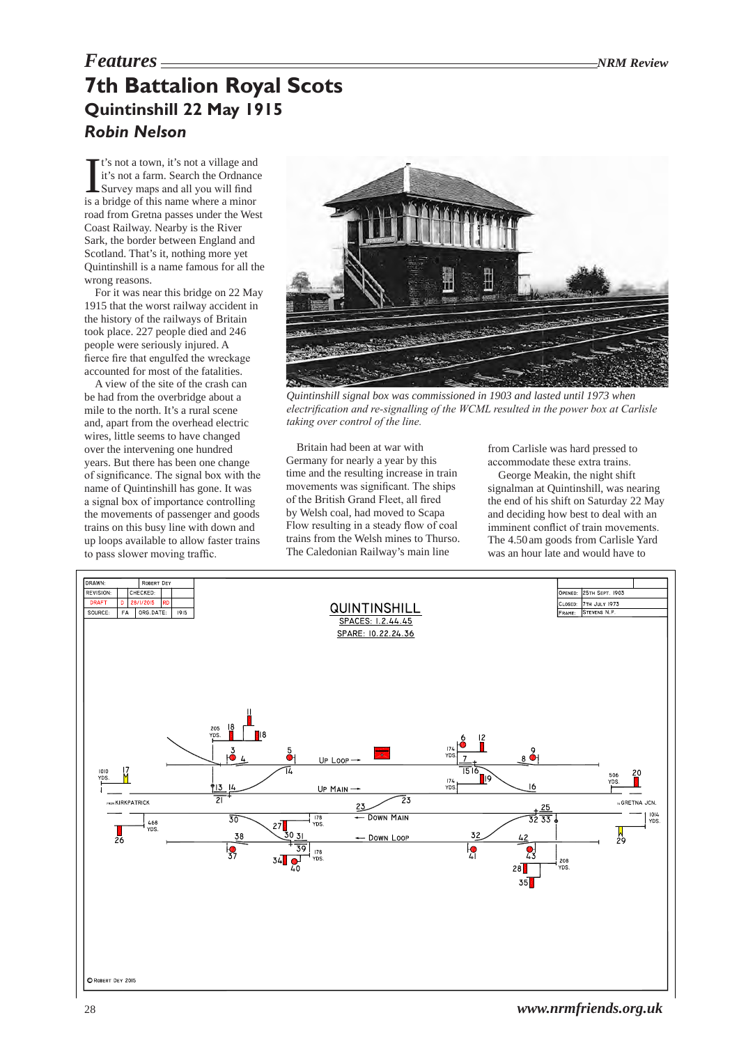# 7th Battalion Royal Scots

## Quintinshill 22 May 1915

### *Robin Nelson*

It's not a town, it's not a village and it's not a farm. Search the Ordnance Survey maps and all you will find is a bridge of this name where a minor road from Gretna passes under the West Coast Railway. Nearby is the River Sark, the border between England and Scotland. That's it, nothing more yet Quintinshill is a name famous for all the wrong reasons.

For it was near this bridge on 22 May 1915 that the worst railway accident in the history of the railways of Britain took place. 227 people died and 246 people were seriously injured. A fierce fire that engulfed the wreckage accounted for most of the fatalities.

A view of the site of the crash can be had from the overbridge about a mile to the north. It's a rural scene and, apart from the overhead electric wires, little seems to have changed over the intervening one hundred years. But there has been one change of significance. The signal box with the name of Quintinshill has gone. It was a signal box of importance controlling the movements of passenger and goods trains on this busy line with down and up loops available to allow faster trains to pass slower moving traffic.

*Quintinshill signal box was commissioned in 1903 and lasted until 1973 when electrification and re-signalling of the WCML resulted in the power box at Carlisle taking over control of the line.*

Britain had been at war with Germany for nearly a year by this time and the resulting increase in train movements was significant. The ships of the British Grand Fleet, all fired by Welsh coal, had moved to Scapa Flow resulting in a steady flow of coal trains from the Welsh mines to Thurso. The Caledonian Railway's main line from Carlisle was hard pressed to accommodate these extra trains.

George Meakin, the night shift signalman at Quintinshill, was nearing the end of his shift on Saturday 22 May and deciding how best to deal with an imminent conflict of train movements. The 4.50 am goods from Carlisle Yard was an hour late and would have to

| DRAWN: | ROBERT DEY | | |
|---|---|---|---|
| REVISION: | CHECKED: | | |
| DRAFT | D | 28/11/2015 | RD |
| SOURCE: | FA | ORG. DATE: | 1915 |

**QUINTINSHILL**

SPACES: 1.2.44.45

SPARE: 10.22.24.36

| | |
|---|---|
| OPENED: | 25TH SEPT. 1903 |
| CLOSED: | 7TH JULY 1973 |
| FRAME: | STEVENS N.P. |

UP LOOP → UP MAIN → ← DOWN MAIN ← DOWN LOOP

FROM KIRKPATRICK — TO GRETNA JCN.

© ROBERT DEY 2015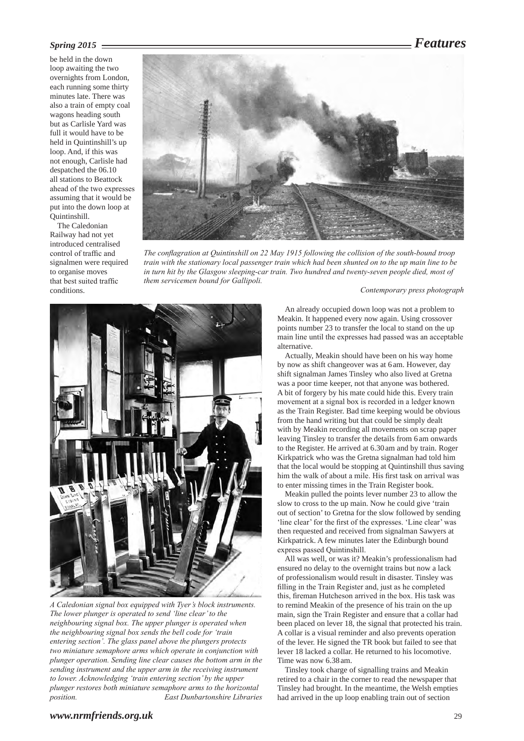be held in the down loop awaiting the two overnights from London, each running some thirty minutes late. There was also a train of empty coal wagons heading south but as Carlisle Yard was full it would have to be held in Quintinshill's up loop. And, if this was not enough, Carlisle had despatched the 06.10 all stations to Beattock ahead of the two expresses assuming that it would be put into the down loop at Quintinshill.

The Caledonian Railway had not yet introduced centralised control of traffic and signalmen were required to organise moves that best suited traffic conditions.

*The conflagration at Quintinshill on 22 May 1915 following the collision of the south-bound troop train with the stationary local passenger train which had been shunted on to the up main line to be in turn hit by the Glasgow sleeping-car train. Two hundred and twenty-seven people died, most of them servicemen bound for Gallipoli.*

*Contemporary press photograph*

*A Caledonian signal box equipped with Tyer's block instruments. The lower plunger is operated to send 'line clear' to the neighbouring signal box. The upper plunger is operated when the neighbouring signal box sends the bell code for 'train entering section'. The glass panel above the plungers protects two miniature semaphore arms which operate in conjunction with plunger operation. Sending line clear causes the bottom arm in the sending instrument and the upper arm in the receiving instrument to lower. Acknowledging 'train entering section' by the upper plunger restores both miniature semaphore arms to the horizontal position.* *East Dunbartonshire Libraries*

An already occupied down loop was not a problem to Meakin. It happened every now again. Using crossover points number 23 to transfer the local to stand on the up main line until the expresses had passed was an acceptable alternative.

Actually, Meakin should have been on his way home by now as shift changeover was at 6 am. However, day shift signalman James Tinsley who also lived at Gretna was a poor time keeper, not that anyone was bothered. A bit of forgery by his mate could hide this. Every train movement at a signal box is recorded in a ledger known as the Train Register. Bad time keeping would be obvious from the hand writing but that could be simply dealt with by Meakin recording all movements on scrap paper leaving Tinsley to transfer the details from 6 am onwards to the Register. He arrived at 6.30 am and by train. Roger Kirkpatrick who was the Gretna signalman had told him that the local would be stopping at Quintinshill thus saving him the walk of about a mile. His first task on arrival was to enter missing times in the Train Register book.

Meakin pulled the points lever number 23 to allow the slow to cross to the up main. Now he could give 'train out of section' to Gretna for the slow followed by sending 'line clear' for the first of the expresses. 'Line clear' was then requested and received from signalman Sawyers at Kirkpatrick. A few minutes later the Edinburgh bound express passed Quintinshill.

All was well, or was it? Meakin's professionalism had ensured no delay to the overnight trains but now a lack of professionalism would result in disaster. Tinsley was filling in the Train Register and, just as he completed this, fireman Hutcheson arrived in the box. His task was to remind Meakin of the presence of his train on the up main, sign the Train Register and ensure that a collar had been placed on lever 18, the signal that protected his train. A collar is a visual reminder and also prevents operation of the lever. He signed the TR book but failed to see that lever 18 lacked a collar. He returned to his locomotive. Time was now 6.38 am.

Tinsley took charge of signalling trains and Meakin retired to a chair in the corner to read the newspaper that Tinsley had brought. In the meantime, the Welsh empties had arrived in the up loop enabling train out of section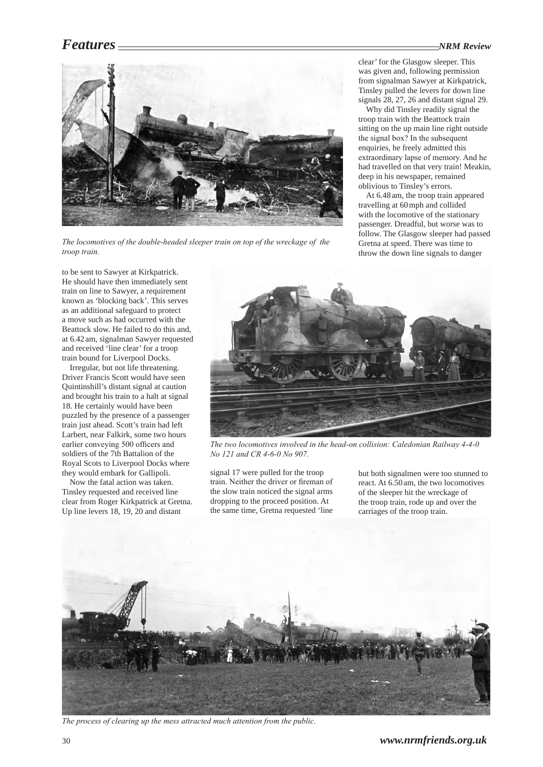*The locomotives of the double-headed sleeper train on top of the wreckage of the troop train.*

to be sent to Sawyer at Kirkpatrick. He should have then immediately sent train on line to Sawyer, a requirement known as 'blocking back'. This serves as an additional safeguard to protect a move such as had occurred with the Beattock slow. He failed to do this and, at 6.42 am, signalman Sawyer requested and received 'line clear' for a troop train bound for Liverpool Docks.

Irregular, but not life threatening. Driver Francis Scott would have seen Quintinshill's distant signal at caution and brought his train to a halt at signal 18. He certainly would have been puzzled by the presence of a passenger train just ahead. Scott's train had left Larbert, near Falkirk, some two hours earlier conveying 500 officers and soldiers of the 7th Battalion of the Royal Scots to Liverpool Docks where they would embark for Gallipoli.

Now the fatal action was taken. Tinsley requested and received line clear from Roger Kirkpatrick at Gretna. Up line levers 18, 19, 20 and distant signal 17 were pulled for the troop train. Neither the driver or fireman of the slow train noticed the signal arms dropping to the proceed position. At the same time, Gretna requested 'line clear' for the Glasgow sleeper. This was given and, following permission from signalman Sawyer at Kirkpatrick, Tinsley pulled the levers for down line signals 28, 27, 26 and distant signal 29.

Why did Tinsley readily signal the troop train with the Beattock train sitting on the up main line right outside the signal box? In the subsequent enquiries, he freely admitted this extraordinary lapse of memory. And he had travelled on that very train! Meakin, deep in his newspaper, remained oblivious to Tinsley's errors.

At 6.48 am, the troop train appeared travelling at 60 mph and collided with the locomotive of the stationary passenger. Dreadful, but worse was to follow. The Glasgow sleeper had passed Gretna at speed. There was time to throw the down line signals to danger but both signalmen were too stunned to react. At 6.50 am, the two locomotives of the sleeper hit the wreckage of the troop train, rode up and over the carriages of the troop train.

*The two locomotives involved in the head-on collision: Caledonian Railway 4-4-0 No 121 and CR 4-6-0 No 907.*

*The process of clearing up the mess attracted much attention from the public.*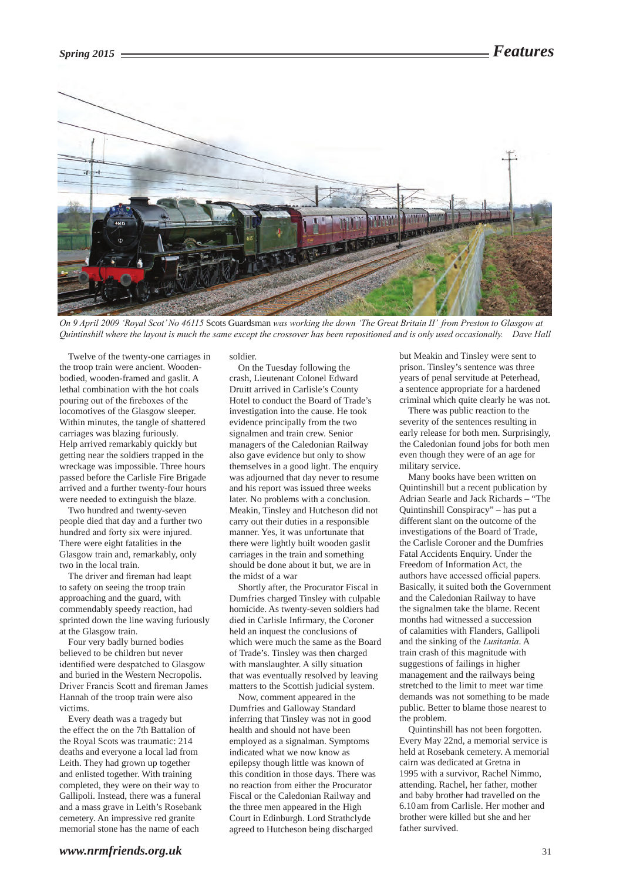*On 9 April 2009 'Royal Scot' No 46115* Scots Guardsman *was working the down 'The Great Britain II' from Preston to Glasgow at Quintinshill where the layout is much the same except the crossover has been repositioned and is only used occasionally. Dave Hall*

Twelve of the twenty-one carriages in the troop train were ancient. Wooden-bodied, wooden-framed and gaslit. A lethal combination with the hot coals pouring out of the fireboxes of the locomotives of the Glasgow sleeper. Within minutes, the tangle of shattered carriages was blazing furiously. Help arrived remarkably quickly but getting near the soldiers trapped in the wreckage was impossible. Three hours passed before the Carlisle Fire Brigade arrived and a further twenty-four hours were needed to extinguish the blaze.

Two hundred and twenty-seven people died that day and a further two hundred and forty six were injured. There were eight fatalities in the Glasgow train and, remarkably, only two in the local train.

The driver and fireman had leapt to safety on seeing the troop train approaching and the guard, with commendably speedy reaction, had sprinted down the line waving furiously at the Glasgow train.

Four very badly burned bodies believed to be children but never identified were despatched to Glasgow and buried in the Western Necropolis. Driver Francis Scott and fireman James Hannah of the troop train were also victims.

Every death was a tragedy but the effect the on the 7th Battalion of the Royal Scots was traumatic: 214 deaths and everyone a local lad from Leith. They had grown up together and enlisted together. With training completed, they were on their way to Gallipoli. Instead, there was a funeral and a mass grave in Leith's Rosebank cemetery. An impressive red granite memorial stone has the name of each soldier.

On the Tuesday following the crash, Lieutenant Colonel Edward Druitt arrived in Carlisle's County Hotel to conduct the Board of Trade's investigation into the cause. He took evidence principally from the two signalmen and train crew. Senior managers of the Caledonian Railway also gave evidence but only to show themselves in a good light. The enquiry was adjourned that day never to resume and his report was issued three weeks later. No problems with a conclusion. Meakin, Tinsley and Hutcheson did not carry out their duties in a responsible manner. Yes, it was unfortunate that there were lightly built wooden gaslit carriages in the train and something should be done about it but, we are in the midst of a war

Shortly after, the Procurator Fiscal in Dumfries charged Tinsley with culpable homicide. As twenty-seven soldiers had died in Carlisle Infirmary, the Coroner held an inquest the conclusions of which were much the same as the Board of Trade's. Tinsley was then charged with manslaughter. A silly situation that was eventually resolved by leaving matters to the Scottish judicial system.

Now, comment appeared in the Dumfries and Galloway Standard inferring that Tinsley was not in good health and should not have been employed as a signalman. Symptoms indicated what we now know as epilepsy though little was known of this condition in those days. There was no reaction from either the Procurator Fiscal or the Caledonian Railway and the three men appeared in the High Court in Edinburgh. Lord Strathclyde agreed to Hutcheson being discharged but Meakin and Tinsley were sent to prison. Tinsley's sentence was three years of penal servitude at Peterhead, a sentence appropriate for a hardened criminal which quite clearly he was not.

There was public reaction to the severity of the sentences resulting in early release for both men. Surprisingly, the Caledonian found jobs for both men even though they were of an age for military service.

Many books have been written on Quintinshill but a recent publication by Adrian Searle and Jack Richards – "The Quintinshill Conspiracy" – has put a different slant on the outcome of the investigations of the Board of Trade, the Carlisle Coroner and the Dumfries Fatal Accidents Enquiry. Under the Freedom of Information Act, the authors have accessed official papers. Basically, it suited both the Government and the Caledonian Railway to have the signalmen take the blame. Recent months had witnessed a succession of calamities with Flanders, Gallipoli and the sinking of the *Lusitania*. A train crash of this magnitude with suggestions of failings in higher management and the railways being stretched to the limit to meet war time demands was not something to be made public. Better to blame those nearest to the problem.

Quintinshill has not been forgotten. Every May 22nd, a memorial service is held at Rosebank cemetery. A memorial cairn was dedicated at Gretna in 1995 with a survivor, Rachel Nimmo, attending. Rachel, her father, mother and baby brother had travelled on the 6.10 am from Carlisle. Her mother and brother were killed but she and her father survived.